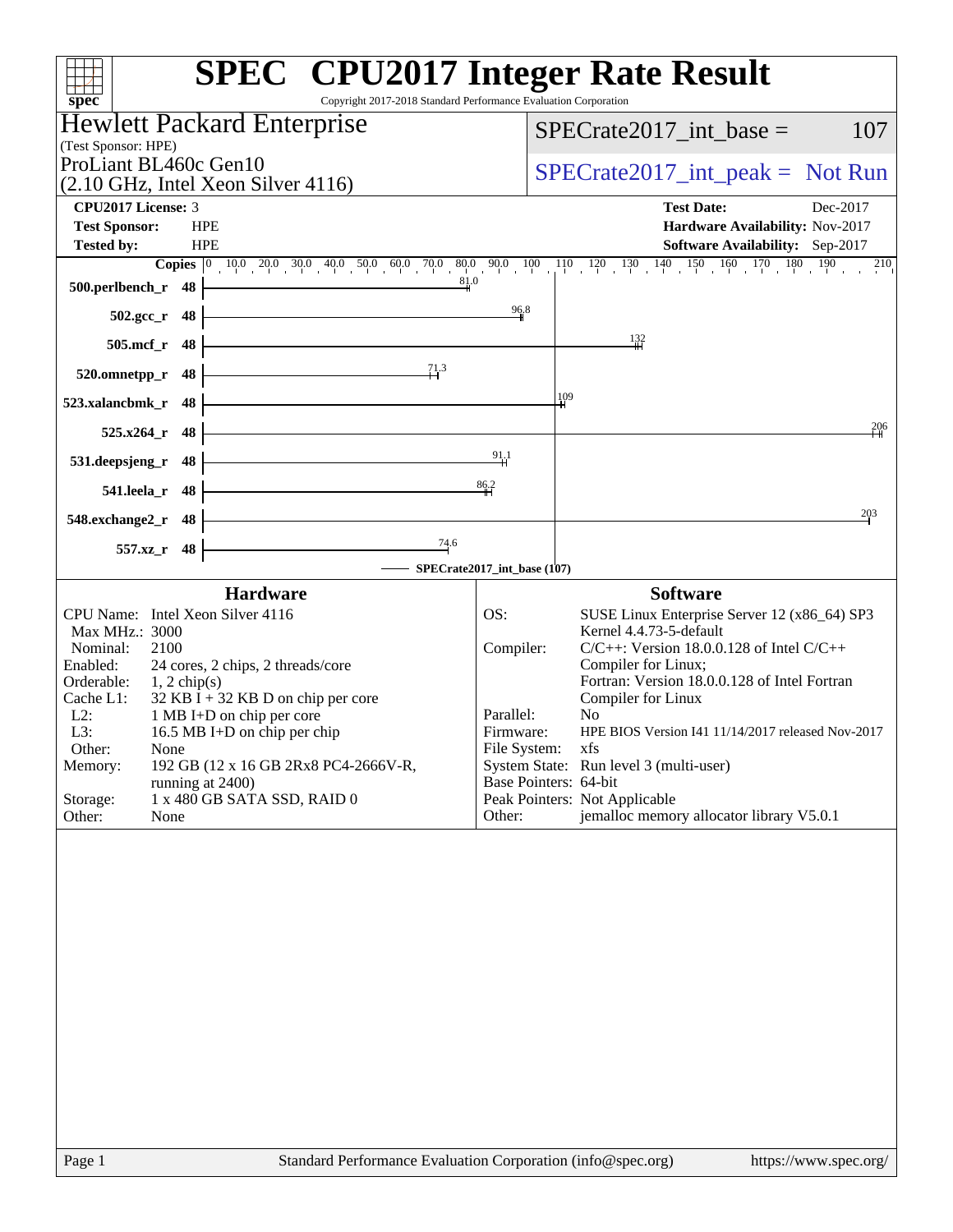# SPEC CPU2017 Integer Rate Result

Copyright 2017-2018 Standard Performance Evaluation Corporation

**Hewlett Packard Enterprise**
(Test Sponsor: HPE)
ProLiant BL460c Gen10
(2.10 GHz, Intel Xeon Silver 4116)

SPECrate2017_int_base = 107

SPECrate2017_int_peak = Not Run

| | | | |
|---|---|---|---|
| **CPU2017 License:** | 3 | **Test Date:** | Dec-2017 |
| **Test Sponsor:** | HPE | **Hardware Availability:** | Nov-2017 |
| **Tested by:** | HPE | **Software Availability:** | Sep-2017 |

| Benchmark | Copies | SPECrate2017_int_base |
|---|---|---|
| 500.perlbench_r | 48 | 81.0 |
| 502.gcc_r | 48 | 96.8 |
| 505.mcf_r | 48 | 132 |
| 520.omnetpp_r | 48 | 71.3 |
| 523.xalancbmk_r | 48 | 109 |
| 525.x264_r | 48 | 206 |
| 531.deepsjeng_r | 48 | 91.1 |
| 541.leela_r | 48 | 86.2 |
| 548.exchange2_r | 48 | 203 |
| 557.xz_r | 48 | 74.6 |

SPECrate2017_int_base (107)

## Hardware

| | |
|---|---|
| CPU Name: | Intel Xeon Silver 4116 |
| Max MHz.: | 3000 |
| Nominal: | 2100 |
| Enabled: | 24 cores, 2 chips, 2 threads/core |
| Orderable: | 1, 2 chip(s) |
| Cache L1: | 32 KB I + 32 KB D on chip per core |
| L2: | 1 MB I+D on chip per core |
| L3: | 16.5 MB I+D on chip per chip |
| Other: | None |
| Memory: | 192 GB (12 x 16 GB 2Rx8 PC4-2666V-R, running at 2400) |
| Storage: | 1 x 480 GB SATA SSD, RAID 0 |
| Other: | None |

## Software

| | |
|---|---|
| OS: | SUSE Linux Enterprise Server 12 (x86_64) SP3 Kernel 4.4.73-5-default |
| Compiler: | C/C++: Version 18.0.0.128 of Intel C/C++ Compiler for Linux; Fortran: Version 18.0.0.128 of Intel Fortran Compiler for Linux |
| Parallel: | No |
| Firmware: | HPE BIOS Version I41 11/14/2017 released Nov-2017 |
| File System: | xfs |
| System State: | Run level 3 (multi-user) |
| Base Pointers: | 64-bit |
| Peak Pointers: | Not Applicable |
| Other: | jemalloc memory allocator library V5.0.1 |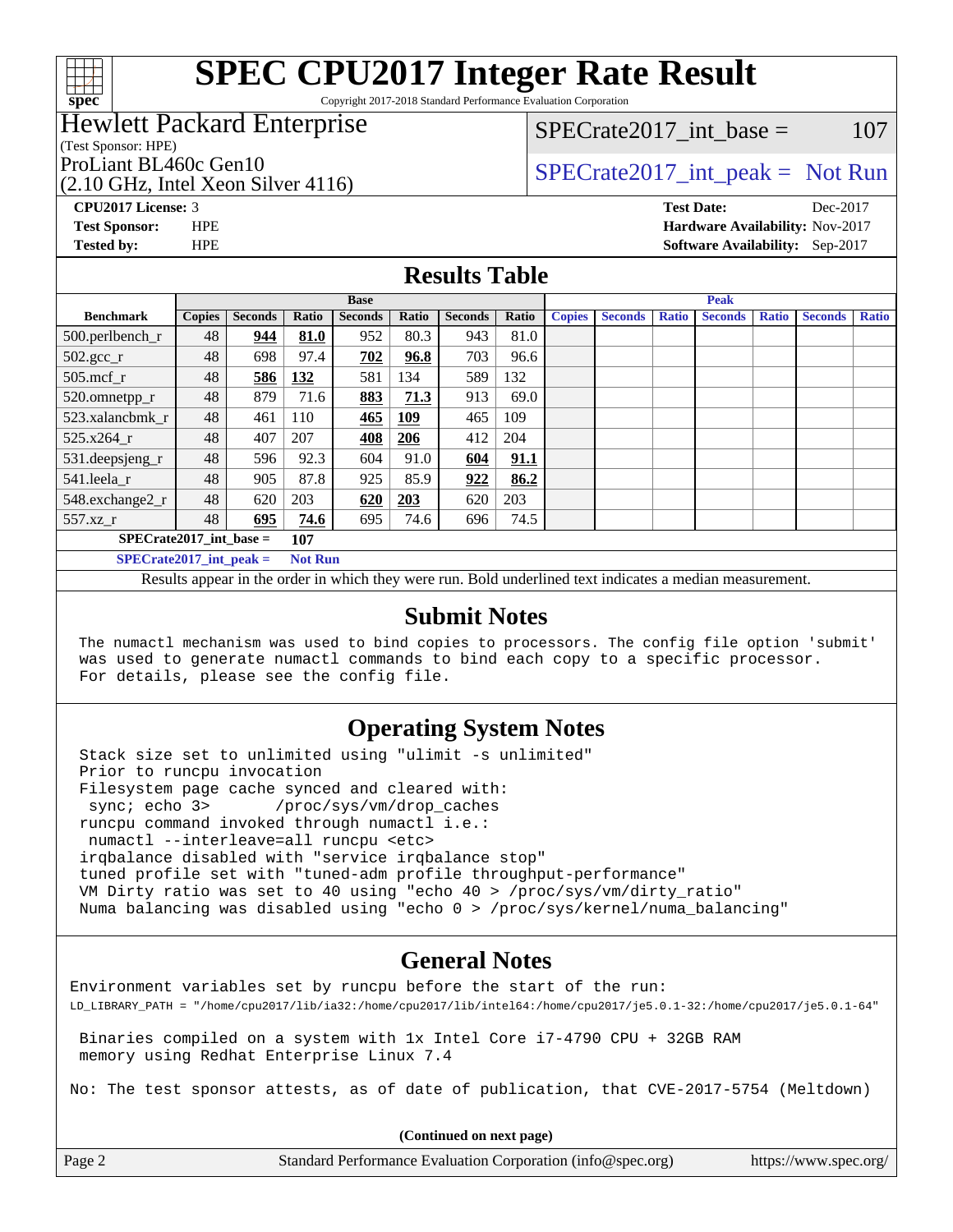# SPEC CPU2017 Integer Rate Result

Copyright 2017-2018 Standard Performance Evaluation Corporation

**Hewlett Packard Enterprise**
(Test Sponsor: HPE)
ProLiant BL460c Gen10
(2.10 GHz, Intel Xeon Silver 4116)

SPECrate2017_int_base = 107

SPECrate2017_int_peak = Not Run

**CPU2017 License:** 3
**Test Sponsor:** HPE
**Tested by:** HPE

**Test Date:** Dec-2017
**Hardware Availability:** Nov-2017
**Software Availability:** Sep-2017

## Results Table

| Benchmark | Base | | | | | | | Peak | | | | | | |
|---|---|---|---|---|---|---|---|---|---|---|---|---|---|---|
| | Copies | Seconds | Ratio | Seconds | Ratio | Seconds | Ratio | Copies | Seconds | Ratio | Seconds | Ratio | Seconds | Ratio |
| 500.perlbench_r | 48 | **944** | **81.0** | 952 | 80.3 | 943 | 81.0 | | | | | | | |
| 502.gcc_r | 48 | 698 | 97.4 | **702** | **96.8** | 703 | 96.6 | | | | | | | |
| 505.mcf_r | 48 | **586** | **132** | 581 | 134 | 589 | 132 | | | | | | | |
| 520.omnetpp_r | 48 | 879 | 71.6 | **883** | **71.3** | 913 | 69.0 | | | | | | | |
| 523.xalancbmk_r | 48 | 461 | 110 | **465** | **109** | 465 | 109 | | | | | | | |
| 525.x264_r | 48 | 407 | 207 | **408** | **206** | 412 | 204 | | | | | | | |
| 531.deepsjeng_r | 48 | 596 | 92.3 | 604 | 91.0 | **604** | **91.1** | | | | | | | |
| 541.leela_r | 48 | 905 | 87.8 | 925 | 85.9 | **922** | **86.2** | | | | | | | |
| 548.exchange2_r | 48 | 620 | 203 | **620** | **203** | 620 | 203 | | | | | | | |
| 557.xz_r | 48 | **695** | **74.6** | 695 | 74.6 | 696 | 74.5 | | | | | | | |

**SPECrate2017_int_base = 107**

**SPECrate2017_int_peak = Not Run**

Results appear in the order in which they were run. Bold underlined text indicates a median measurement.

## Submit Notes

```
The numactl mechanism was used to bind copies to processors. The config file option 'submit'
was used to generate numactl commands to bind each copy to a specific processor.
For details, please see the config file.
```

## Operating System Notes

```
Stack size set to unlimited using "ulimit -s unlimited"
Prior to runcpu invocation
Filesystem page cache synced and cleared with:
 sync; echo 3>       /proc/sys/vm/drop_caches
runcpu command invoked through numactl i.e.:
 numactl --interleave=all runcpu <etc>
irqbalance disabled with "service irqbalance stop"
tuned profile set with "tuned-adm profile throughput-performance"
VM Dirty ratio was set to 40 using "echo 40 > /proc/sys/vm/dirty_ratio"
Numa balancing was disabled using "echo 0 > /proc/sys/kernel/numa_balancing"
```

## General Notes

```
Environment variables set by runcpu before the start of the run:
LD_LIBRARY_PATH = "/home/cpu2017/lib/ia32:/home/cpu2017/lib/intel64:/home/cpu2017/je5.0.1-32:/home/cpu2017/je5.0.1-64"

 Binaries compiled on a system with 1x Intel Core i7-4790 CPU + 32GB RAM
 memory using Redhat Enterprise Linux 7.4

No: The test sponsor attests, as of date of publication, that CVE-2017-5754 (Meltdown)
```

**(Continued on next page)**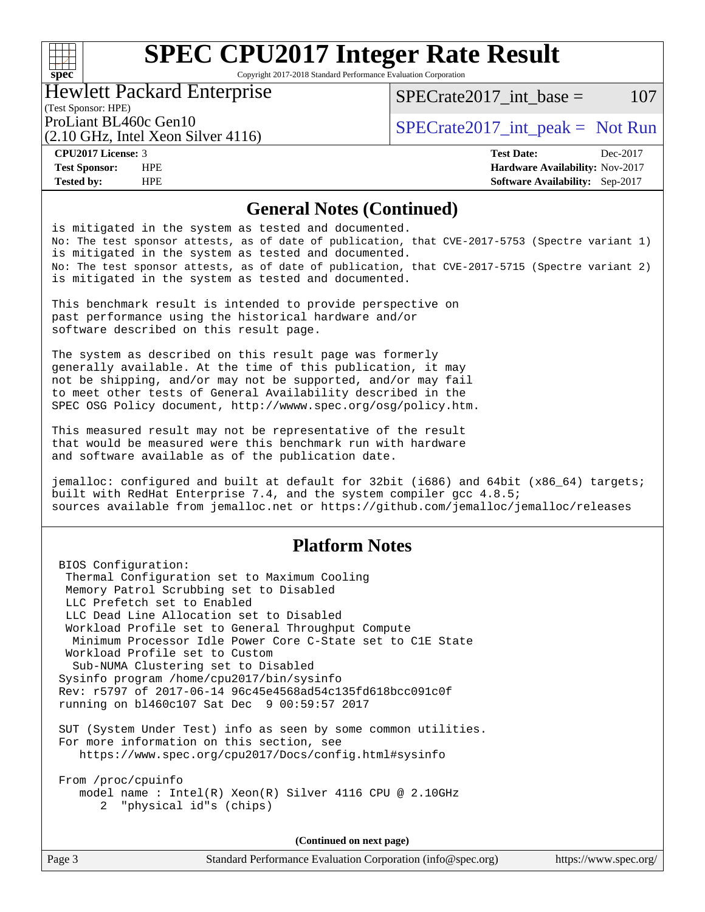## General Notes (Continued)

```
is mitigated in the system as tested and documented.
No: The test sponsor attests, as of date of publication, that CVE-2017-5753 (Spectre variant 1)
is mitigated in the system as tested and documented.
No: The test sponsor attests, as of date of publication, that CVE-2017-5715 (Spectre variant 2)
is mitigated in the system as tested and documented.

This benchmark result is intended to provide perspective on
past performance using the historical hardware and/or
software described on this result page.

The system as described on this result page was formerly
generally available. At the time of this publication, it may
not be shipping, and/or may not be supported, and/or may fail
to meet other tests of General Availability described in the
SPEC OSG Policy document, http://wwww.spec.org/osg/policy.htm.

This measured result may not be representative of the result
that would be measured were this benchmark run with hardware
and software available as of the publication date.

jemalloc: configured and built at default for 32bit (i686) and 64bit (x86_64) targets;
built with RedHat Enterprise 7.4, and the system compiler gcc 4.8.5;
sources available from jemalloc.net or https://github.com/jemalloc/jemalloc/releases
```

## Platform Notes

```
BIOS Configuration:
 Thermal Configuration set to Maximum Cooling
 Memory Patrol Scrubbing set to Disabled
 LLC Prefetch set to Enabled
 LLC Dead Line Allocation set to Disabled
 Workload Profile set to General Throughput Compute
  Minimum Processor Idle Power Core C-State set to C1E State
 Workload Profile set to Custom
  Sub-NUMA Clustering set to Disabled
Sysinfo program /home/cpu2017/bin/sysinfo
Rev: r5797 of 2017-06-14 96c45e4568ad54c135fd618bcc091c0f
running on bl460c107 Sat Dec  9 00:59:57 2017

SUT (System Under Test) info as seen by some common utilities.
For more information on this section, see
   https://www.spec.org/cpu2017/Docs/config.html#sysinfo

From /proc/cpuinfo
   model name : Intel(R) Xeon(R) Silver 4116 CPU @ 2.10GHz
      2  "physical id"s (chips)
```

(Continued on next page)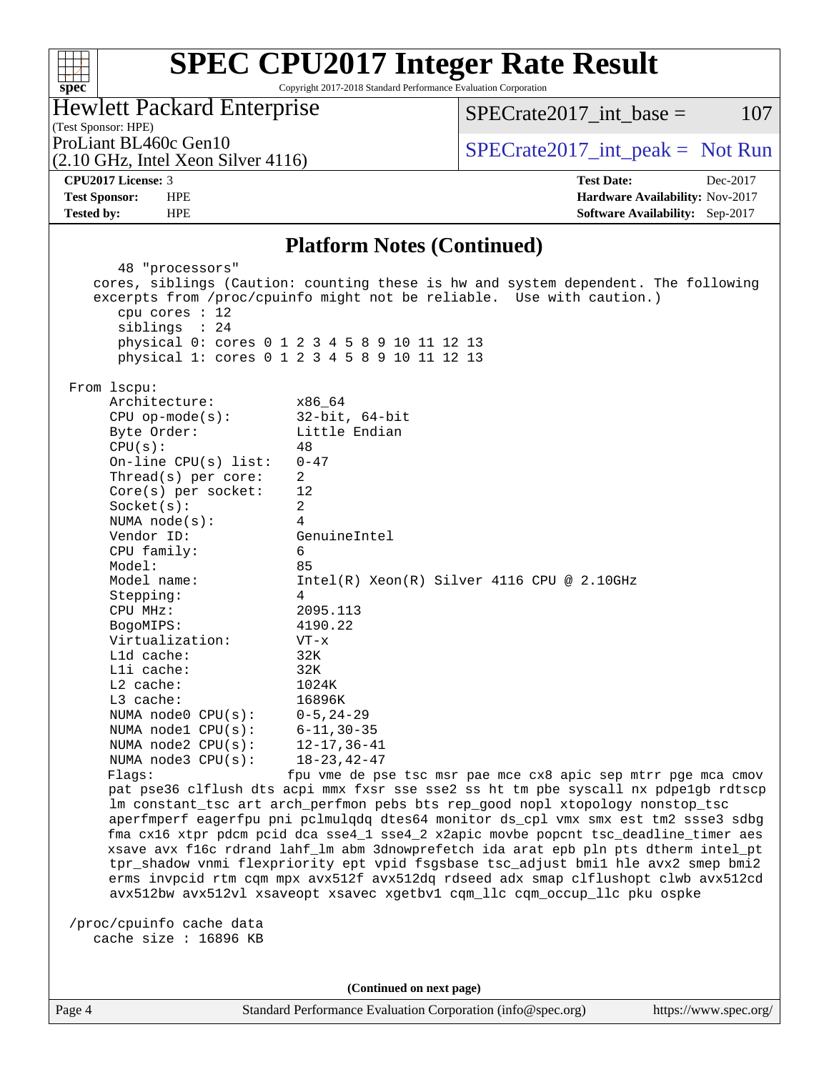## Platform Notes (Continued)

```
     48 "processors"
   cores, siblings (Caution: counting these is hw and system dependent. The following
   excerpts from /proc/cpuinfo might not be reliable.  Use with caution.)
      cpu cores : 12
      siblings  : 24
      physical 0: cores 0 1 2 3 4 5 8 9 10 11 12 13
      physical 1: cores 0 1 2 3 4 5 8 9 10 11 12 13

 From lscpu:
     Architecture:          x86_64
     CPU op-mode(s):        32-bit, 64-bit
     Byte Order:            Little Endian
     CPU(s):                48
     On-line CPU(s) list:   0-47
     Thread(s) per core:    2
     Core(s) per socket:    12
     Socket(s):             2
     NUMA node(s):          4
     Vendor ID:             GenuineIntel
     CPU family:            6
     Model:                 85
     Model name:            Intel(R) Xeon(R) Silver 4116 CPU @ 2.10GHz
     Stepping:              4
     CPU MHz:               2095.113
     BogoMIPS:              4190.22
     Virtualization:        VT-x
     L1d cache:             32K
     L1i cache:             32K
     L2 cache:              1024K
     L3 cache:              16896K
     NUMA node0 CPU(s):     0-5,24-29
     NUMA node1 CPU(s):     6-11,30-35
     NUMA node2 CPU(s):     12-17,36-41
     NUMA node3 CPU(s):     18-23,42-47
     Flags:                 fpu vme de pse tsc msr pae mce cx8 apic sep mtrr pge mca cmov
     pat pse36 clflush dts acpi mmx fxsr sse sse2 ss ht tm pbe syscall nx pdpe1gb rdtscp
     lm constant_tsc art arch_perfmon pebs bts rep_good nopl xtopology nonstop_tsc
     aperfmperf eagerfpu pni pclmulqdq dtes64 monitor ds_cpl vmx smx est tm2 ssse3 sdbg
     fma cx16 xtpr pdcm pcid dca sse4_1 sse4_2 x2apic movbe popcnt tsc_deadline_timer aes
     xsave avx f16c rdrand lahf_lm abm 3dnowprefetch ida arat epb pln pts dtherm intel_pt
     tpr_shadow vnmi flexpriority ept vpid fsgsbase tsc_adjust bmi1 hle avx2 smep bmi2
     erms invpcid rtm cqm mpx avx512f avx512dq rdseed adx smap clflushopt clwb avx512cd
     avx512bw avx512vl xsaveopt xsavec xgetbv1 cqm_llc cqm_occup_llc pku ospke

 /proc/cpuinfo cache data
    cache size : 16896 KB
```

(Continued on next page)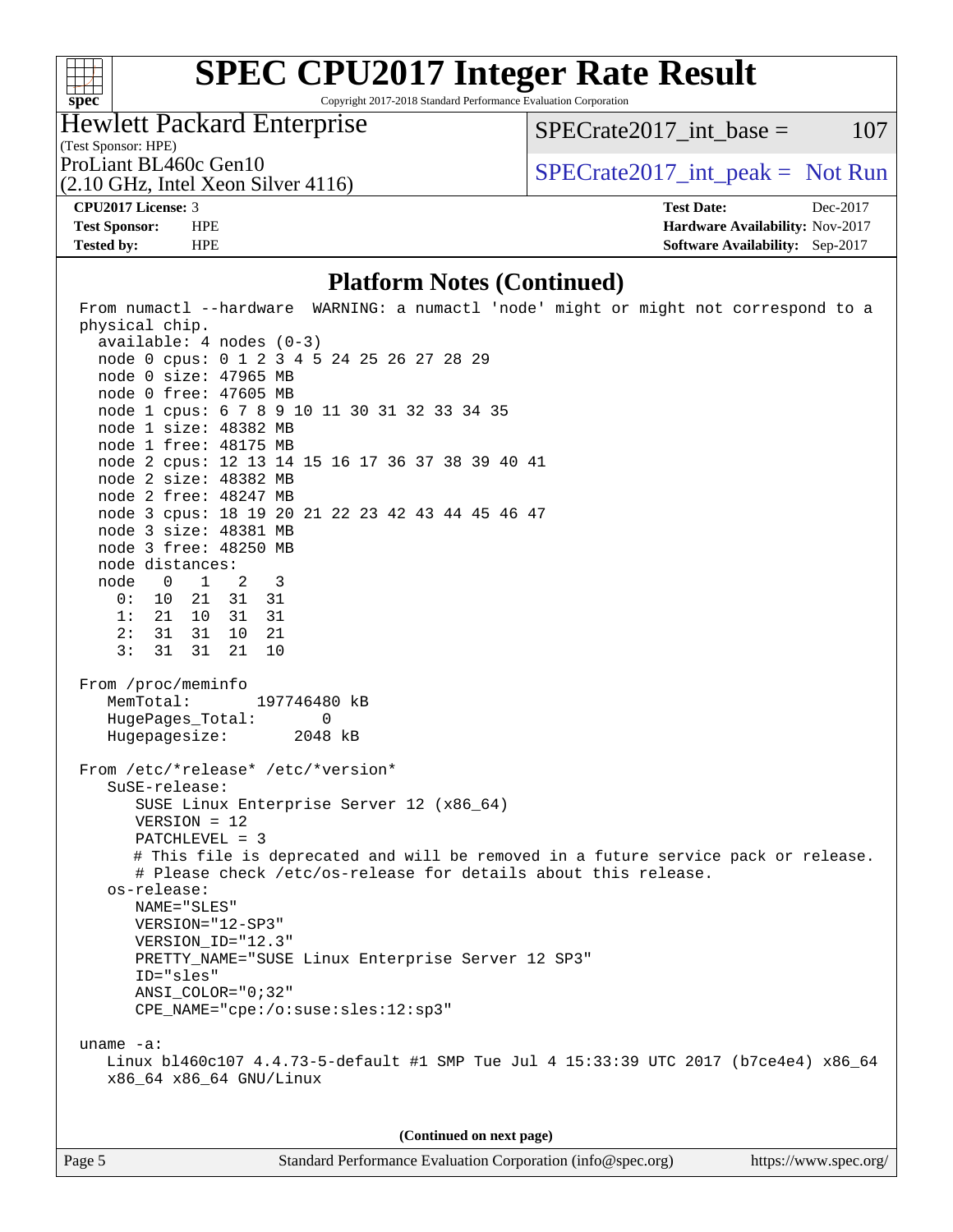## Platform Notes (Continued)

```
 From numactl --hardware  WARNING: a numactl 'node' might or might not correspond to a
 physical chip.
   available: 4 nodes (0-3)
   node 0 cpus: 0 1 2 3 4 5 24 25 26 27 28 29
   node 0 size: 47965 MB
   node 0 free: 47605 MB
   node 1 cpus: 6 7 8 9 10 11 30 31 32 33 34 35
   node 1 size: 48382 MB
   node 1 free: 48175 MB
   node 2 cpus: 12 13 14 15 16 17 36 37 38 39 40 41
   node 2 size: 48382 MB
   node 2 free: 48247 MB
   node 3 cpus: 18 19 20 21 22 23 42 43 44 45 46 47
   node 3 size: 48381 MB
   node 3 free: 48250 MB
   node distances:
   node   0   1   2   3
     0:  10  21  31  31
     1:  21  10  31  31
     2:  31  31  10  21
     3:  31  31  21  10

 From /proc/meminfo
    MemTotal:       197746480 kB
    HugePages_Total:       0
    Hugepagesize:       2048 kB

 From /etc/*release* /etc/*version*
    SuSE-release:
       SUSE Linux Enterprise Server 12 (x86_64)
       VERSION = 12
       PATCHLEVEL = 3
       # This file is deprecated and will be removed in a future service pack or release.
       # Please check /etc/os-release for details about this release.
    os-release:
       NAME="SLES"
       VERSION="12-SP3"
       VERSION_ID="12.3"
       PRETTY_NAME="SUSE Linux Enterprise Server 12 SP3"
       ID="sles"
       ANSI_COLOR="0;32"
       CPE_NAME="cpe:/o:suse:sles:12:sp3"

 uname -a:
    Linux bl460c107 4.4.73-5-default #1 SMP Tue Jul 4 15:33:39 UTC 2017 (b7ce4e4) x86_64
    x86_64 x86_64 GNU/Linux
```

**(Continued on next page)**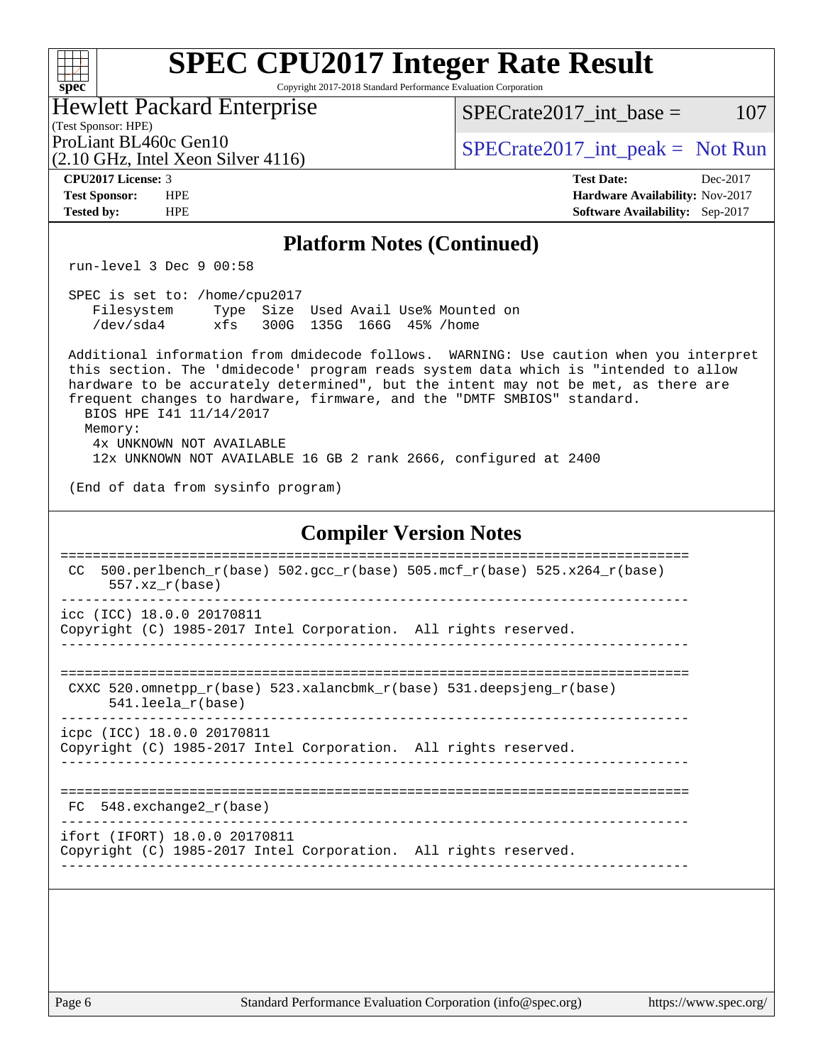## Platform Notes (Continued)

```
run-level 3 Dec 9 00:58

SPEC is set to: /home/cpu2017
   Filesystem     Type  Size  Used Avail Use% Mounted on
   /dev/sda4      xfs   300G  135G  166G  45% /home

Additional information from dmidecode follows.  WARNING: Use caution when you interpret
this section. The 'dmidecode' program reads system data which is "intended to allow
hardware to be accurately determined", but the intent may not be met, as there are
frequent changes to hardware, firmware, and the "DMTF SMBIOS" standard.
  BIOS HPE I41 11/14/2017
  Memory:
   4x UNKNOWN NOT AVAILABLE
   12x UNKNOWN NOT AVAILABLE 16 GB 2 rank 2666, configured at 2400

(End of data from sysinfo program)
```

## Compiler Version Notes

```
==============================================================================
 CC  500.perlbench_r(base) 502.gcc_r(base) 505.mcf_r(base) 525.x264_r(base)
      557.xz_r(base)
------------------------------------------------------------------------------
icc (ICC) 18.0.0 20170811
Copyright (C) 1985-2017 Intel Corporation.  All rights reserved.
------------------------------------------------------------------------------

==============================================================================
 CXXC 520.omnetpp_r(base) 523.xalancbmk_r(base) 531.deepsjeng_r(base)
      541.leela_r(base)
------------------------------------------------------------------------------
icpc (ICC) 18.0.0 20170811
Copyright (C) 1985-2017 Intel Corporation.  All rights reserved.
------------------------------------------------------------------------------

==============================================================================
 FC  548.exchange2_r(base)
------------------------------------------------------------------------------
ifort (IFORT) 18.0.0 20170811
Copyright (C) 1985-2017 Intel Corporation.  All rights reserved.
------------------------------------------------------------------------------
```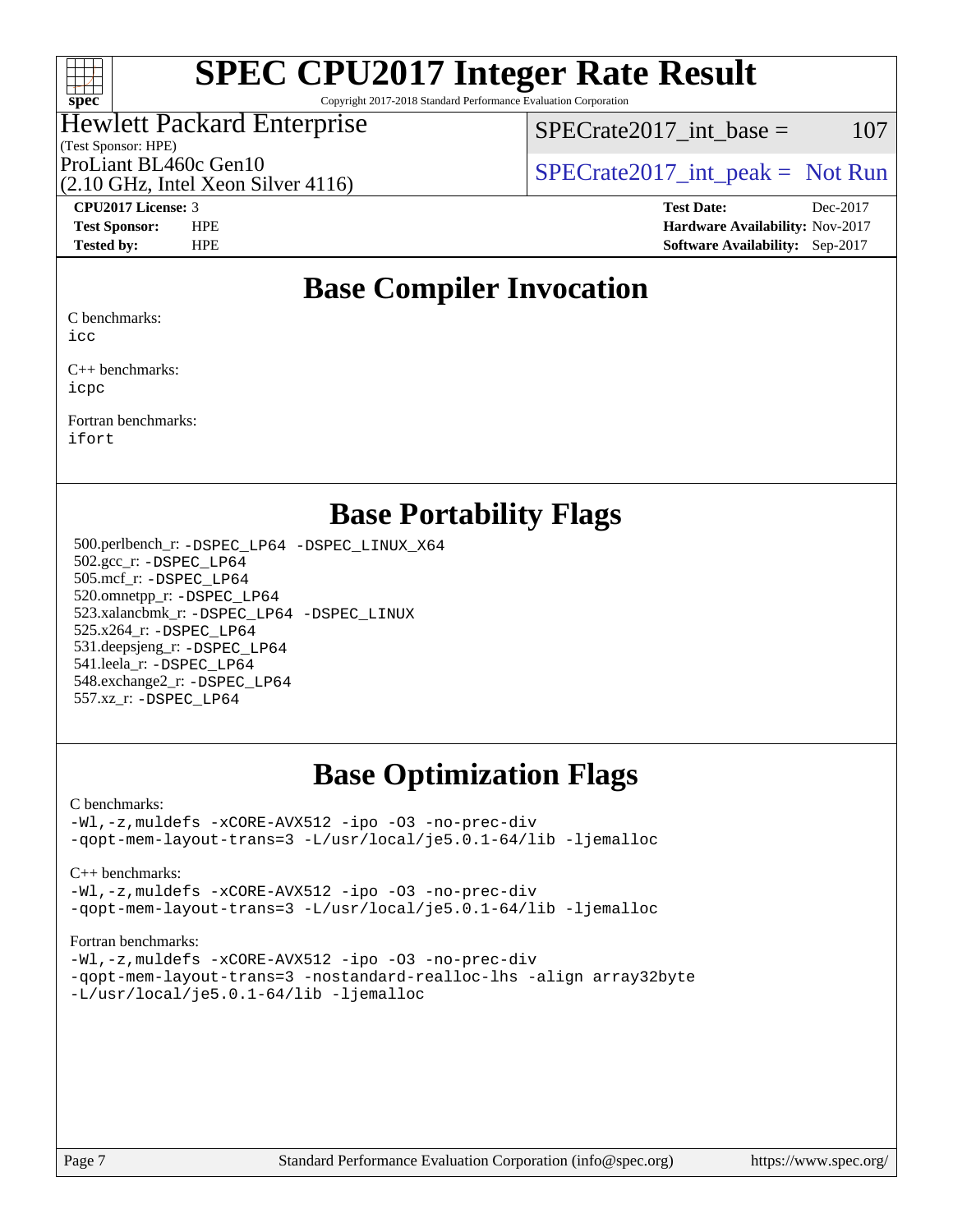# SPEC CPU2017 Integer Rate Result

Copyright 2017-2018 Standard Performance Evaluation Corporation

**Hewlett Packard Enterprise**
(Test Sponsor: HPE)
ProLiant BL460c Gen10
(2.10 GHz, Intel Xeon Silver 4116)

SPECrate2017_int_base = 107

SPECrate2017_int_peak = Not Run

| | | | |
|---|---|---|---|
| **CPU2017 License:** | 3 | **Test Date:** | Dec-2017 |
| **Test Sponsor:** | HPE | **Hardware Availability:** | Nov-2017 |
| **Tested by:** | HPE | **Software Availability:** | Sep-2017 |

## Base Compiler Invocation

C benchmarks:
`icc`

C++ benchmarks:
`icpc`

Fortran benchmarks:
`ifort`

## Base Portability Flags

500.perlbench_r: `-DSPEC_LP64 -DSPEC_LINUX_X64`
502.gcc_r: `-DSPEC_LP64`
505.mcf_r: `-DSPEC_LP64`
520.omnetpp_r: `-DSPEC_LP64`
523.xalancbmk_r: `-DSPEC_LP64 -DSPEC_LINUX`
525.x264_r: `-DSPEC_LP64`
531.deepsjeng_r: `-DSPEC_LP64`
541.leela_r: `-DSPEC_LP64`
548.exchange2_r: `-DSPEC_LP64`
557.xz_r: `-DSPEC_LP64`

## Base Optimization Flags

C benchmarks:
```
-Wl,-z,muldefs -xCORE-AVX512 -ipo -O3 -no-prec-div
-qopt-mem-layout-trans=3 -L/usr/local/je5.0.1-64/lib -ljemalloc
```

C++ benchmarks:
```
-Wl,-z,muldefs -xCORE-AVX512 -ipo -O3 -no-prec-div
-qopt-mem-layout-trans=3 -L/usr/local/je5.0.1-64/lib -ljemalloc
```

Fortran benchmarks:
```
-Wl,-z,muldefs -xCORE-AVX512 -ipo -O3 -no-prec-div
-qopt-mem-layout-trans=3 -nostandard-realloc-lhs -align array32byte
-L/usr/local/je5.0.1-64/lib -ljemalloc
```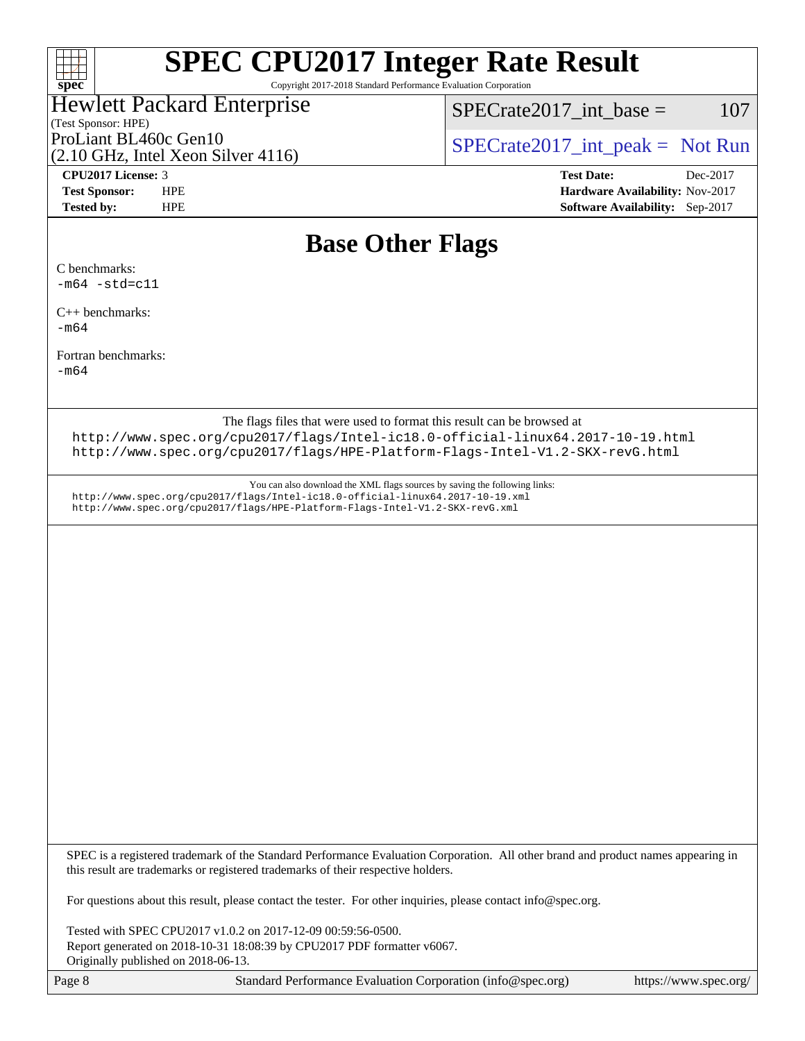# SPEC CPU2017 Integer Rate Result

Copyright 2017-2018 Standard Performance Evaluation Corporation

Hewlett Packard Enterprise
(Test Sponsor: HPE)
ProLiant BL460c Gen10
(2.10 GHz, Intel Xeon Silver 4116)

SPECrate2017_int_base = 107
SPECrate2017_int_peak = Not Run

**CPU2017 License:** 3
**Test Sponsor:** HPE
**Tested by:** HPE

**Test Date:** Dec-2017
**Hardware Availability:** Nov-2017
**Software Availability:** Sep-2017

## Base Other Flags

C benchmarks:
-m64 -std=c11

C++ benchmarks:
-m64

Fortran benchmarks:
-m64

The flags files that were used to format this result can be browsed at
http://www.spec.org/cpu2017/flags/Intel-ic18.0-official-linux64.2017-10-19.html
http://www.spec.org/cpu2017/flags/HPE-Platform-Flags-Intel-V1.2-SKX-revG.html

You can also download the XML flags sources by saving the following links:
http://www.spec.org/cpu2017/flags/Intel-ic18.0-official-linux64.2017-10-19.xml
http://www.spec.org/cpu2017/flags/HPE-Platform-Flags-Intel-V1.2-SKX-revG.xml

SPEC is a registered trademark of the Standard Performance Evaluation Corporation. All other brand and product names appearing in this result are trademarks or registered trademarks of their respective holders.

For questions about this result, please contact the tester. For other inquiries, please contact info@spec.org.

Tested with SPEC CPU2017 v1.0.2 on 2017-12-09 00:59:56-0500.
Report generated on 2018-10-31 18:08:39 by CPU2017 PDF formatter v6067.
Originally published on 2018-06-13.